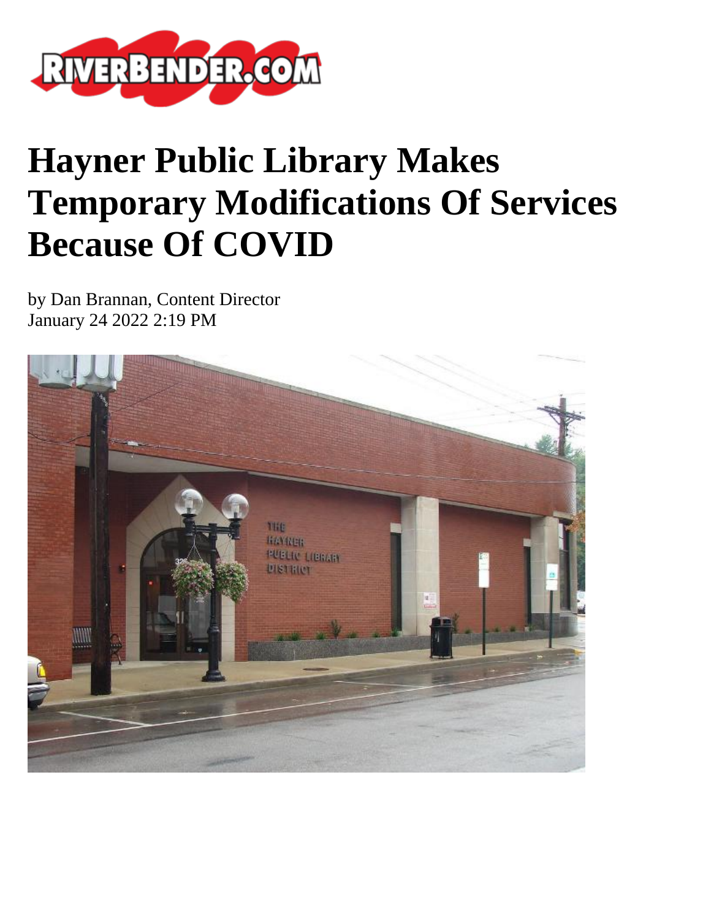# Hayner Public Library Makes Temporary Modifications Of Services Because Of COVID

by Dan Brannan, Content Director
January 24 2022 2:19 PM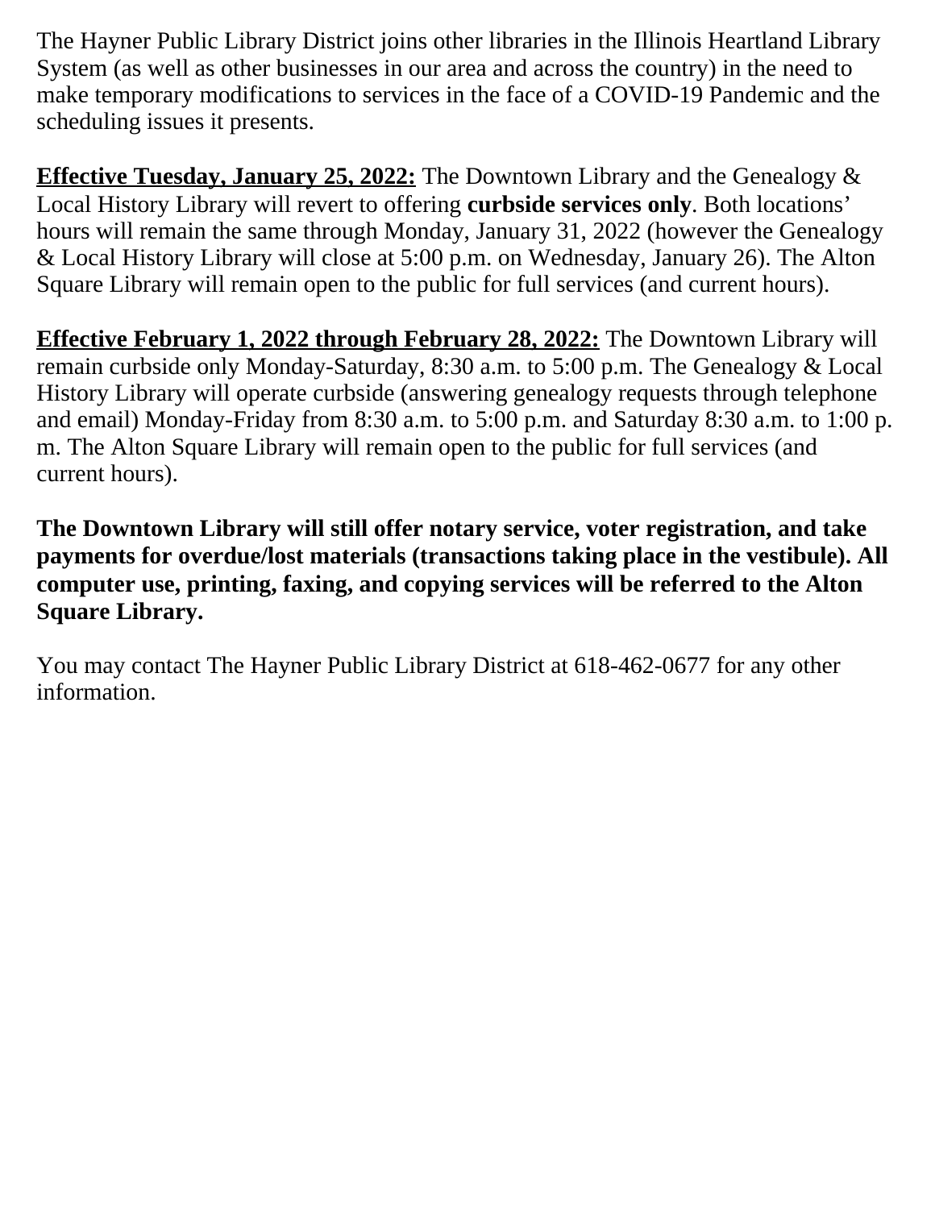The Hayner Public Library District joins other libraries in the Illinois Heartland Library System (as well as other businesses in our area and across the country) in the need to make temporary modifications to services in the face of a COVID-19 Pandemic and the scheduling issues it presents.

**Effective Tuesday, January 25, 2022:** The Downtown Library and the Genealogy & Local History Library will revert to offering **curbside services only**. Both locations' hours will remain the same through Monday, January 31, 2022 (however the Genealogy & Local History Library will close at 5:00 p.m. on Wednesday, January 26). The Alton Square Library will remain open to the public for full services (and current hours).

**Effective February 1, 2022 through February 28, 2022:** The Downtown Library will remain curbside only Monday-Saturday, 8:30 a.m. to 5:00 p.m. The Genealogy & Local History Library will operate curbside (answering genealogy requests through telephone and email) Monday-Friday from 8:30 a.m. to 5:00 p.m. and Saturday 8:30 a.m. to 1:00 p. m. The Alton Square Library will remain open to the public for full services (and current hours).

**The Downtown Library will still offer notary service, voter registration, and take payments for overdue/lost materials (transactions taking place in the vestibule). All computer use, printing, faxing, and copying services will be referred to the Alton Square Library.**

You may contact The Hayner Public Library District at 618-462-0677 for any other information.